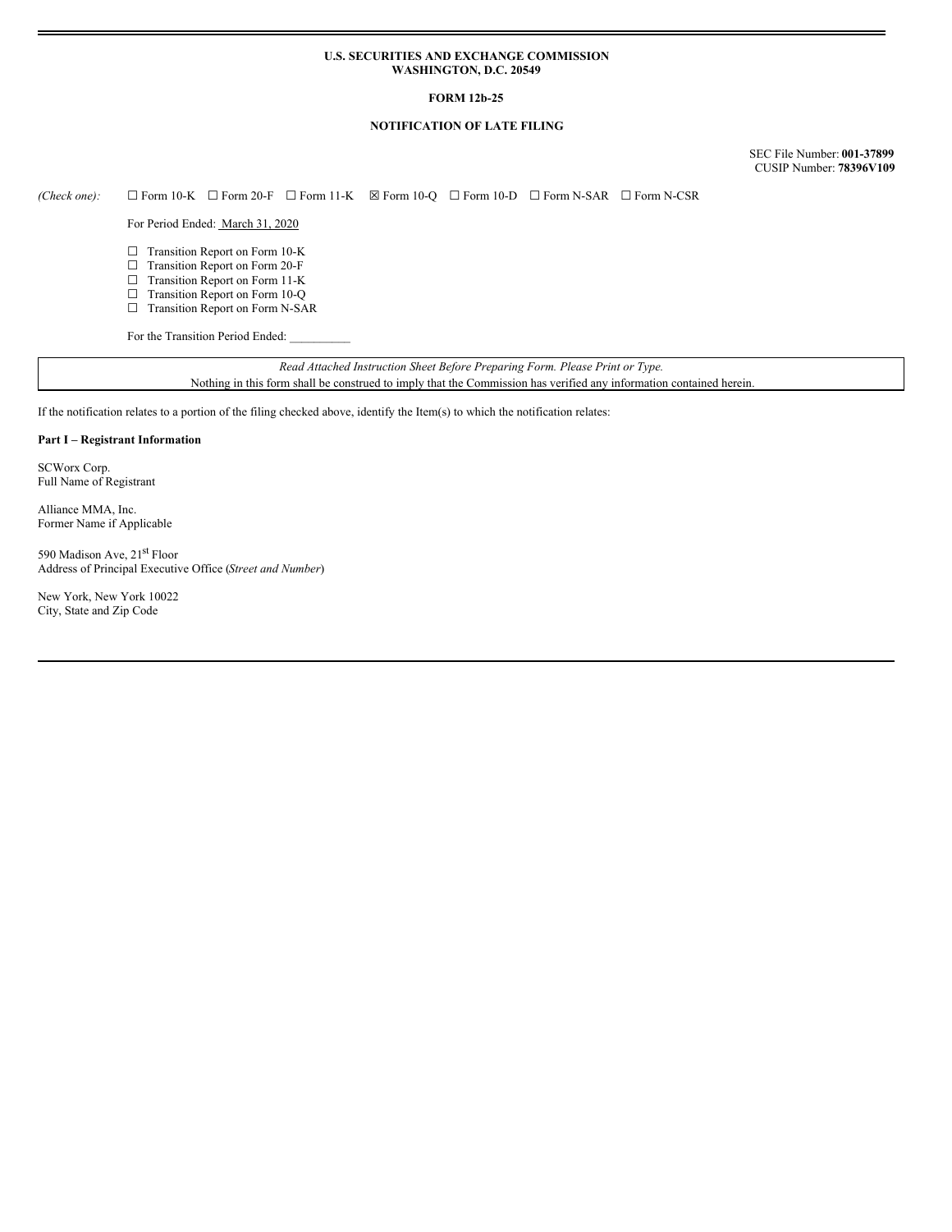**U.S. SECURITIES AND EXCHANGE COMMISSION**
**WASHINGTON, D.C. 20549**

**FORM 12b-25**

**NOTIFICATION OF LATE FILING**

SEC File Number: **001-37899**
CUSIP Number: **78396V109**

*(Check one):* ☐ Form 10-K ☐ Form 20-F ☐ Form 11-K ☒ Form 10-Q ☐ Form 10-D ☐ Form N-SAR ☐ Form N-CSR

For Period Ended: March 31, 2020

☐ Transition Report on Form 10-K
☐ Transition Report on Form 20-F
☐ Transition Report on Form 11-K
☐ Transition Report on Form 10-Q
☐ Transition Report on Form N-SAR

For the Transition Period Ended: __________

*Read Attached Instruction Sheet Before Preparing Form. Please Print or Type.*
Nothing in this form shall be construed to imply that the Commission has verified any information contained herein.

If the notification relates to a portion of the filing checked above, identify the Item(s) to which the notification relates:

**Part I – Registrant Information**

SCWorx Corp.
Full Name of Registrant

Alliance MMA, Inc.
Former Name if Applicable

590 Madison Ave, 21st Floor
Address of Principal Executive Office (*Street and Number*)

New York, New York 10022
City, State and Zip Code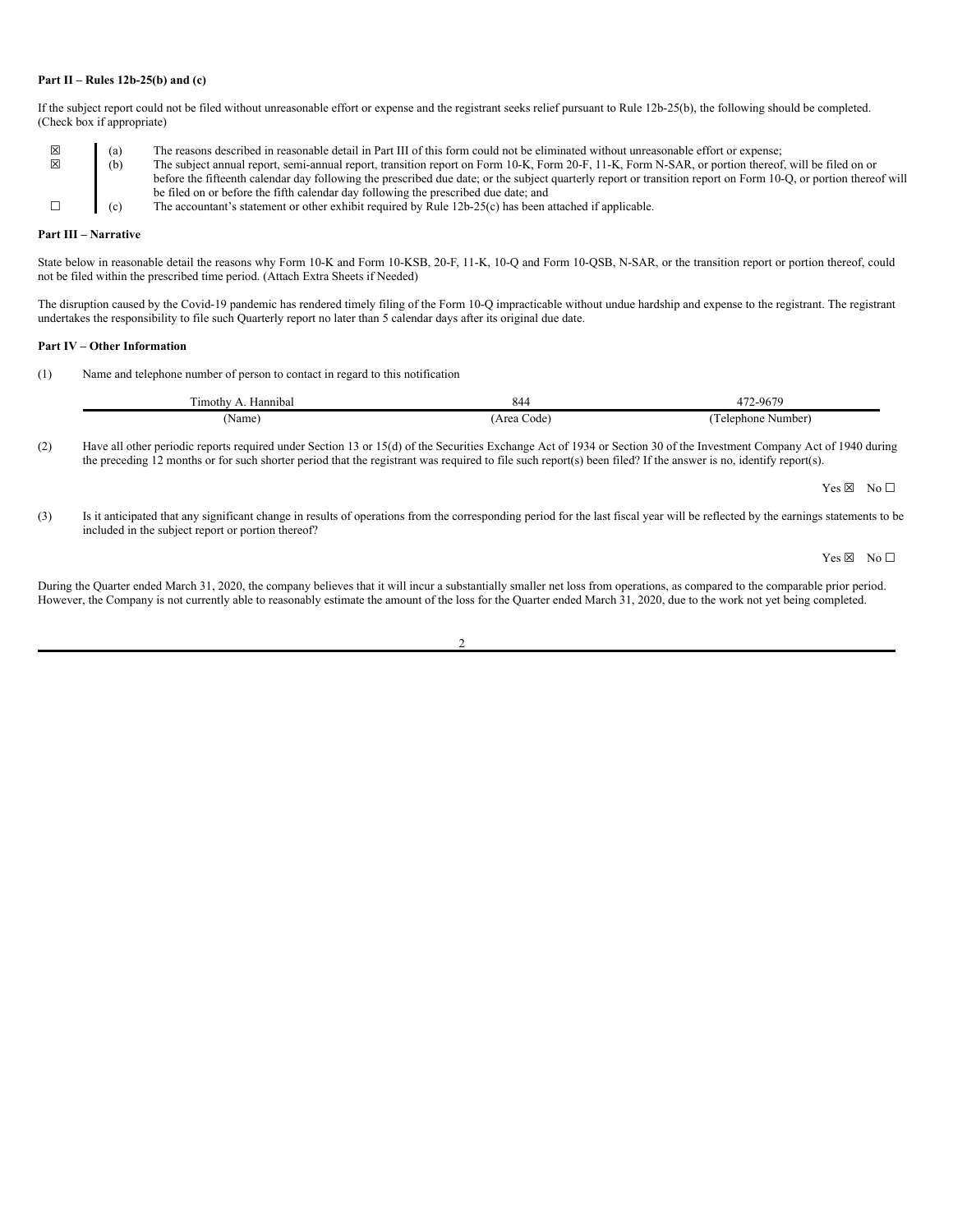**Part II – Rules 12b-25(b) and (c)**

If the subject report could not be filed without unreasonable effort or expense and the registrant seeks relief pursuant to Rule 12b-25(b), the following should be completed. (Check box if appropriate)

| | | |
|---|---|---|
| ☒ | (a) | The reasons described in reasonable detail in Part III of this form could not be eliminated without unreasonable effort or expense; |
| ☒ | (b) | The subject annual report, semi-annual report, transition report on Form 10-K, Form 20-F, 11-K, Form N-SAR, or portion thereof, will be filed on or before the fifteenth calendar day following the prescribed due date; or the subject quarterly report or transition report on Form 10-Q, or portion thereof will be filed on or before the fifth calendar day following the prescribed due date; and |
| ☐ | (c) | The accountant's statement or other exhibit required by Rule 12b-25(c) has been attached if applicable. |

**Part III – Narrative**

State below in reasonable detail the reasons why Form 10-K and Form 10-KSB, 20-F, 11-K, 10-Q and Form 10-QSB, N-SAR, or the transition report or portion thereof, could not be filed within the prescribed time period. (Attach Extra Sheets if Needed)

The disruption caused by the Covid-19 pandemic has rendered timely filing of the Form 10-Q impracticable without undue hardship and expense to the registrant. The registrant undertakes the responsibility to file such Quarterly report no later than 5 calendar days after its original due date.

**Part IV – Other Information**

(1) Name and telephone number of person to contact in regard to this notification

| Timothy A. Hannibal | 844 | 472-9679 |
|---|---|---|
| (Name) | (Area Code) | (Telephone Number) |

(2) Have all other periodic reports required under Section 13 or 15(d) of the Securities Exchange Act of 1934 or Section 30 of the Investment Company Act of 1940 during the preceding 12 months or for such shorter period that the registrant was required to file such report(s) been filed? If the answer is no, identify report(s).

Yes ☒ No ☐

(3) Is it anticipated that any significant change in results of operations from the corresponding period for the last fiscal year will be reflected by the earnings statements to be included in the subject report or portion thereof?

Yes ☒ No ☐

During the Quarter ended March 31, 2020, the company believes that it will incur a substantially smaller net loss from operations, as compared to the comparable prior period. However, the Company is not currently able to reasonably estimate the amount of the loss for the Quarter ended March 31, 2020, due to the work not yet being completed.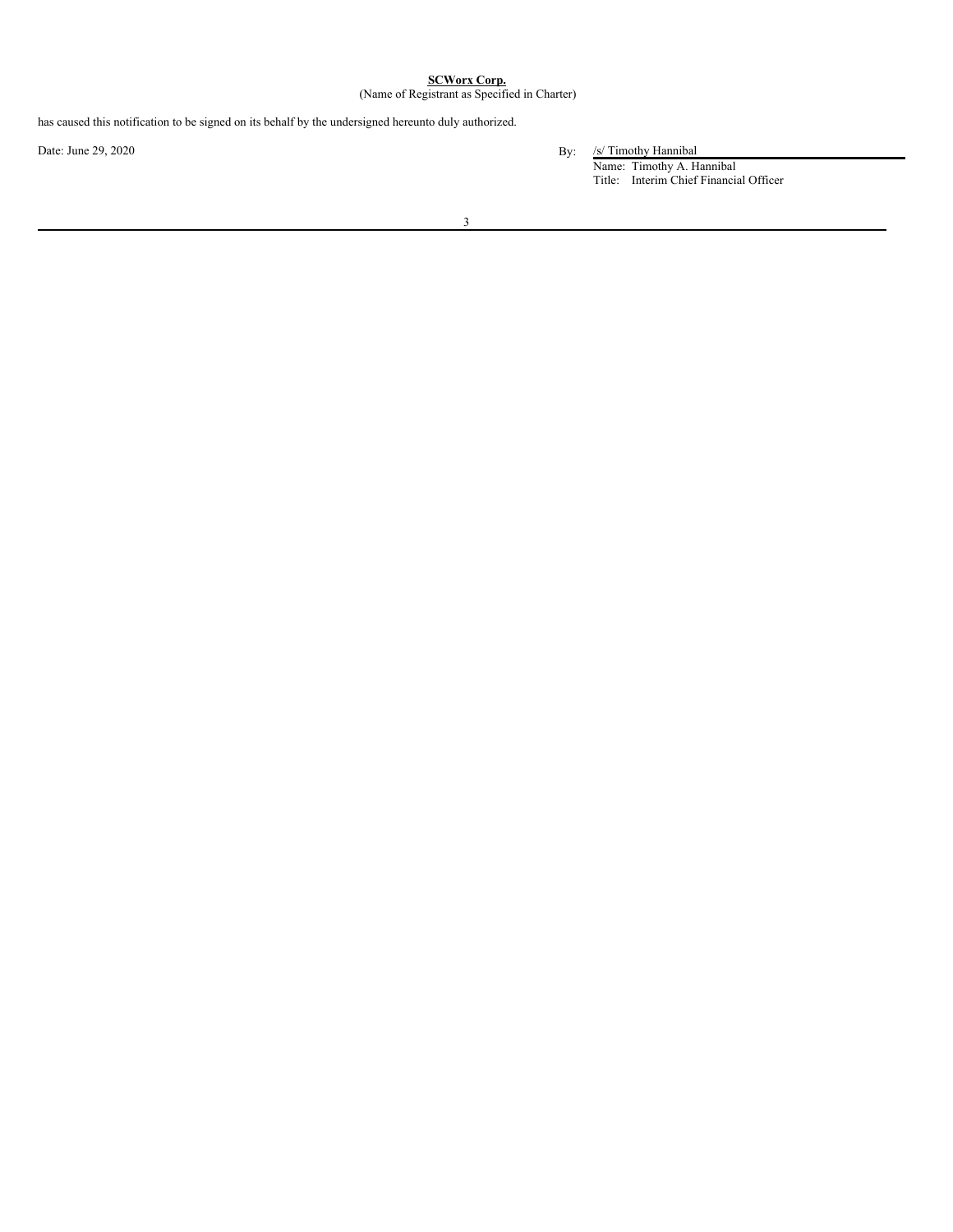**SCWorx Corp.**
(Name of Registrant as Specified in Charter)

has caused this notification to be signed on its behalf by the undersigned hereunto duly authorized.

Date: June 29, 2020

By: /s/ Timothy Hannibal
Name: Timothy A. Hannibal
Title: Interim Chief Financial Officer